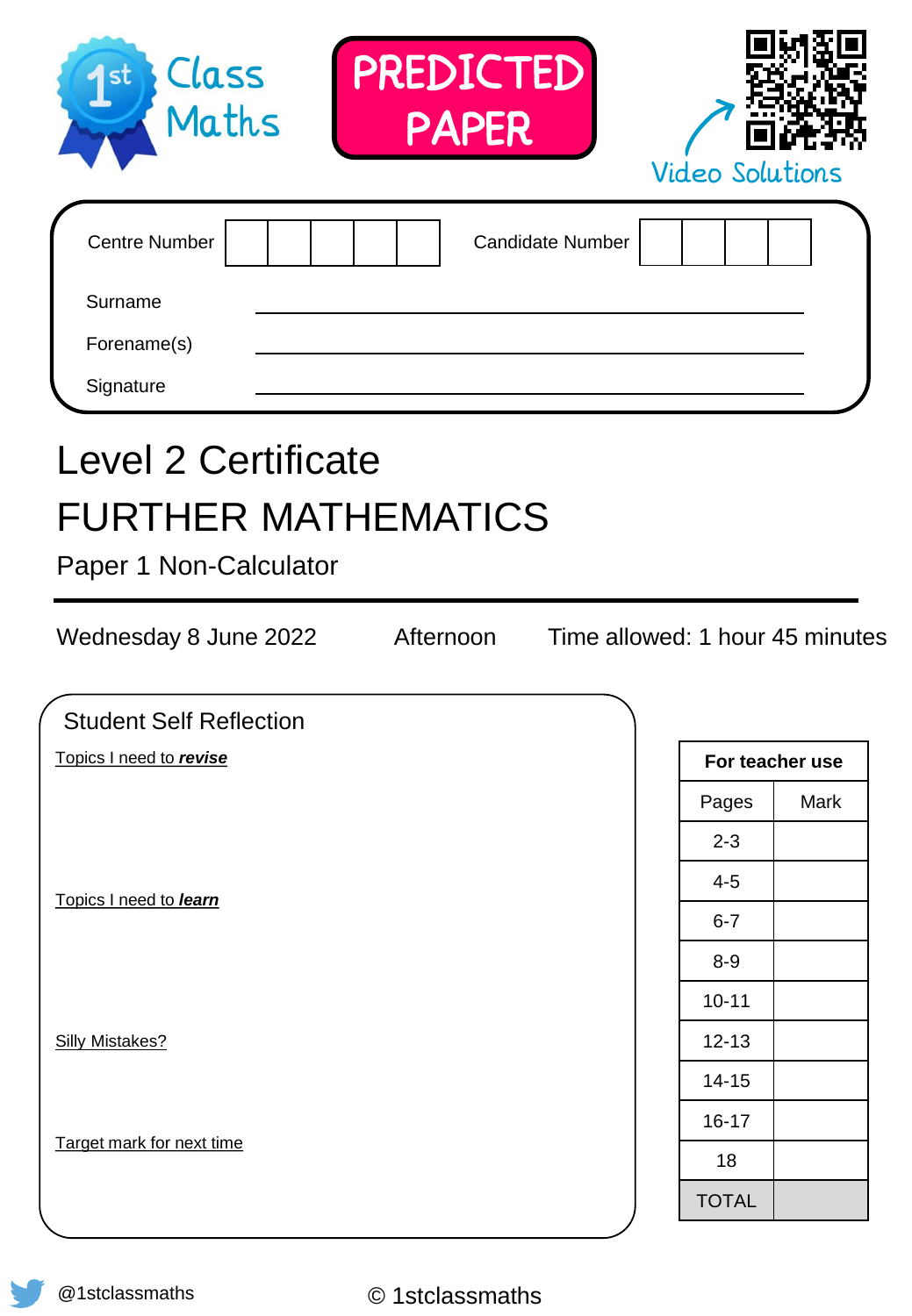1st Class Maths

**PREDICTED PAPER**

Video Solutions

| Centre Number | | Candidate Number | |
|---|---|---|---|

Surname ______________________

Forename(s) ______________________

Signature ______________________

# Level 2 Certificate

# FURTHER MATHEMATICS

## Paper 1 Non-Calculator

Wednesday 8 June 2022 Afternoon Time allowed: 1 hour 45 minutes

### Student Self Reflection

Topics I need to ***revise***

Topics I need to ***learn***

Silly Mistakes?

Target mark for next time

| For teacher use | |
|---|---|
| Pages | Mark |
| 2-3 | |
| 4-5 | |
| 6-7 | |
| 8-9 | |
| 10-11 | |
| 12-13 | |
| 14-15 | |
| 16-17 | |
| 18 | |
| TOTAL | |

@1stclassmaths

© 1stclassmaths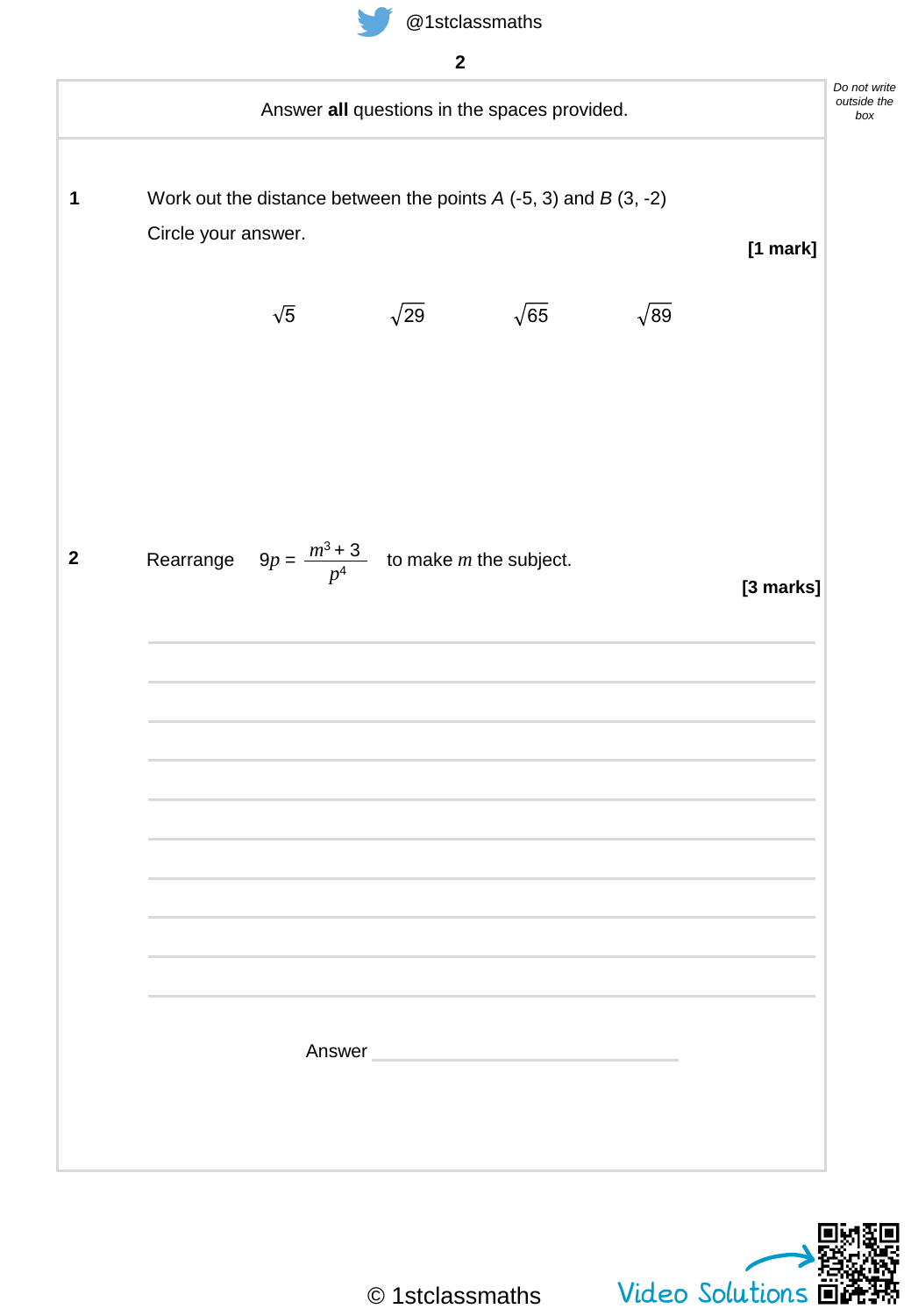Answer **all** questions in the spaces provided.

**1** Work out the distance between the points *A* (-5, 3) and *B* (3, -2)

Circle your answer.

**[1 mark]**

$\sqrt{5}$ $\sqrt{29}$ $\sqrt{65}$ $\sqrt{89}$

**2** Rearrange $9p = \dfrac{m^3 + 3}{p^4}$ to make $m$ the subject.

**[3 marks]**

Answer \_\_\_\_\_\_\_\_\_\_\_\_\_\_\_\_\_\_\_\_\_\_\_\_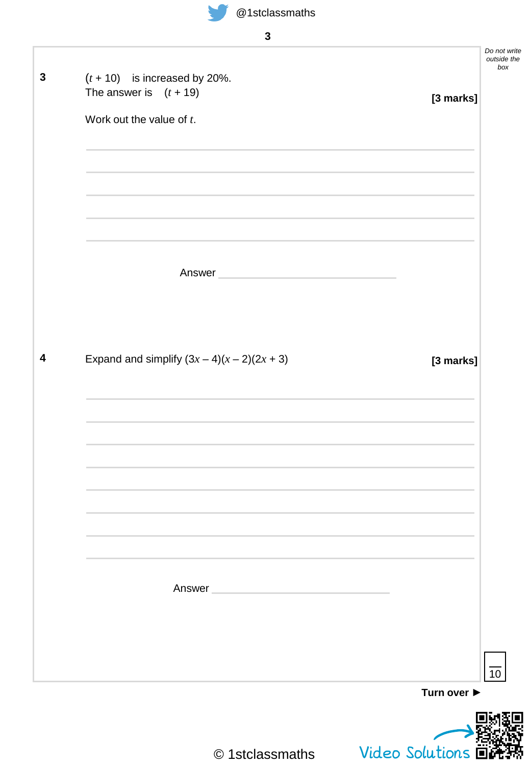**3** $(t + 10)$ is increased by 20%.
The answer is $(t + 19)$ **[3 marks]**

Work out the value of $t$.

Answer ______________________

**4** Expand and simplify $(3x - 4)(x - 2)(2x + 3)$ **[3 marks]**

Answer ______________________

Do not write outside the box

10

**Turn over ►**

© 1stclassmaths

Video Solutions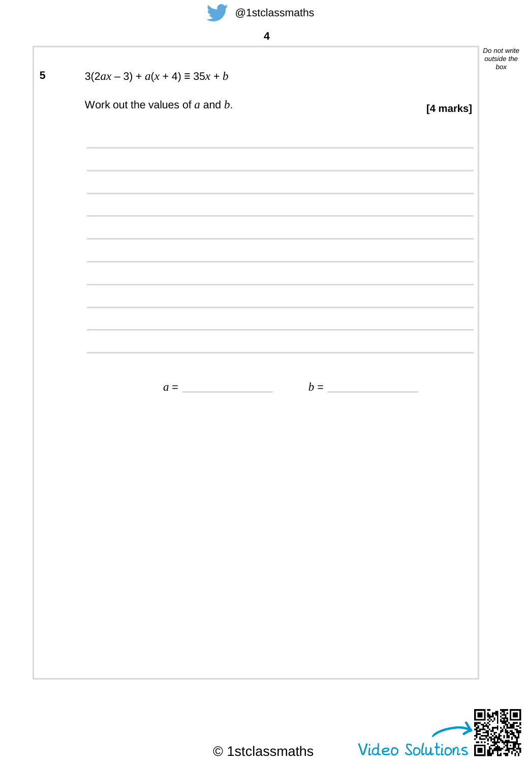**5** $3(2ax - 3) + a(x + 4) \equiv 35x + b$

Work out the values of $a$ and $b$.

**[4 marks]**

$a$ = ______________ $b$ = ______________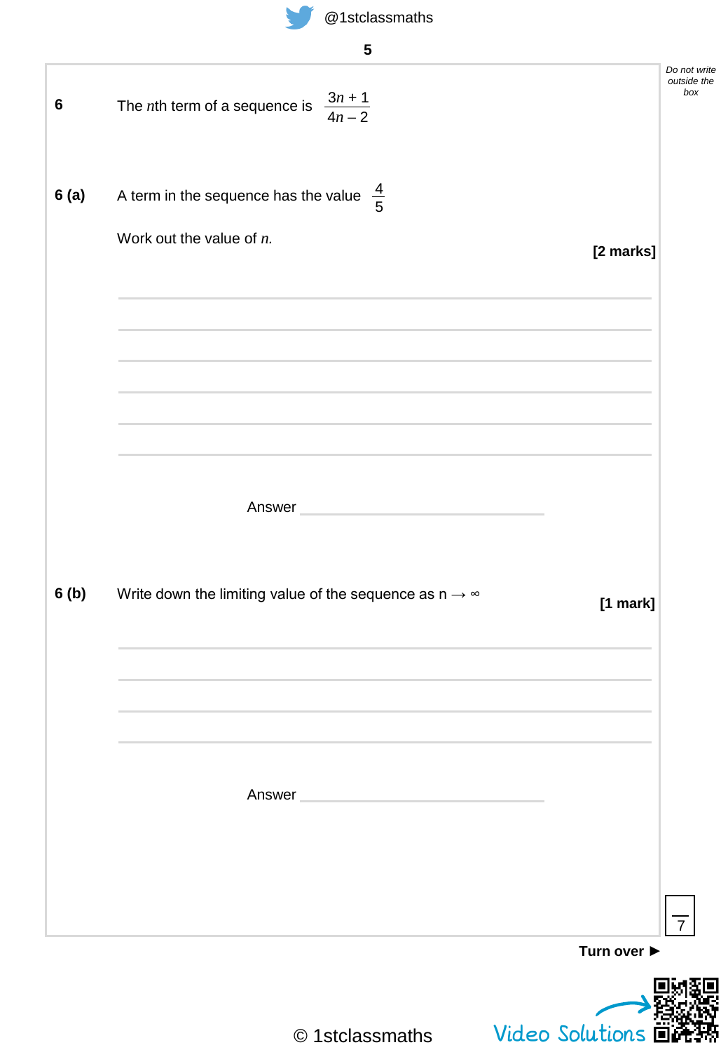**6** The *n*th term of a sequence is $\frac{3n + 1}{4n - 2}$

**6 (a)** A term in the sequence has the value $\frac{4}{5}$

Work out the value of *n*.

**[2 marks]**

Answer ____________________

**6 (b)** Write down the limiting value of the sequence as $n \to \infty$

**[1 mark]**

Answer ____________________

Turn over ►

Video Solutions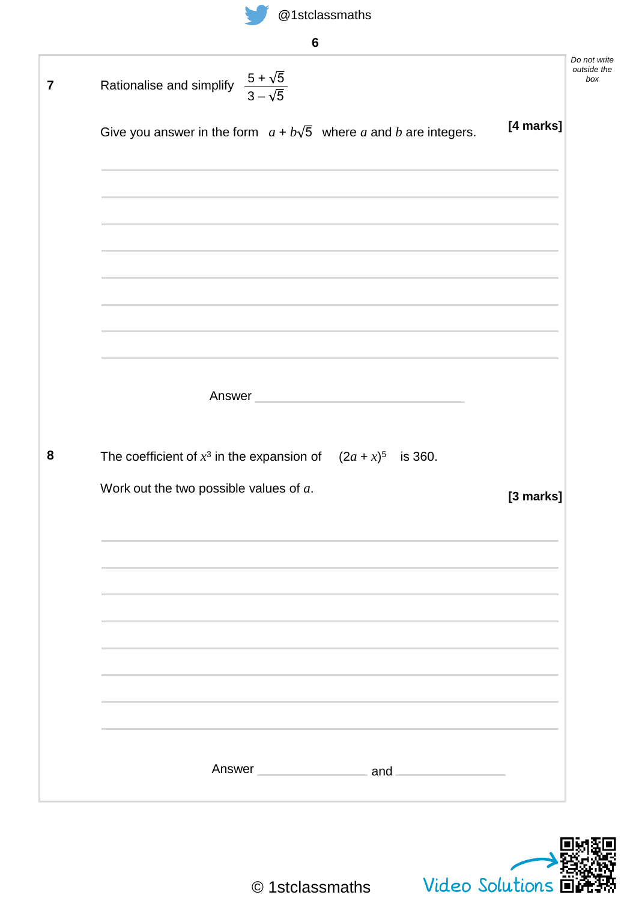**7** Rationalise and simplify $\dfrac{5 + \sqrt{5}}{3 - \sqrt{5}}$

Give you answer in the form $a + b\sqrt{5}$ where $a$ and $b$ are integers. **[4 marks]**

Answer ______________________

**8** The coefficient of $x^3$ in the expansion of $(2a + x)^5$ is 360.

Work out the two possible values of $a$. **[3 marks]**

Answer ______________ and ______________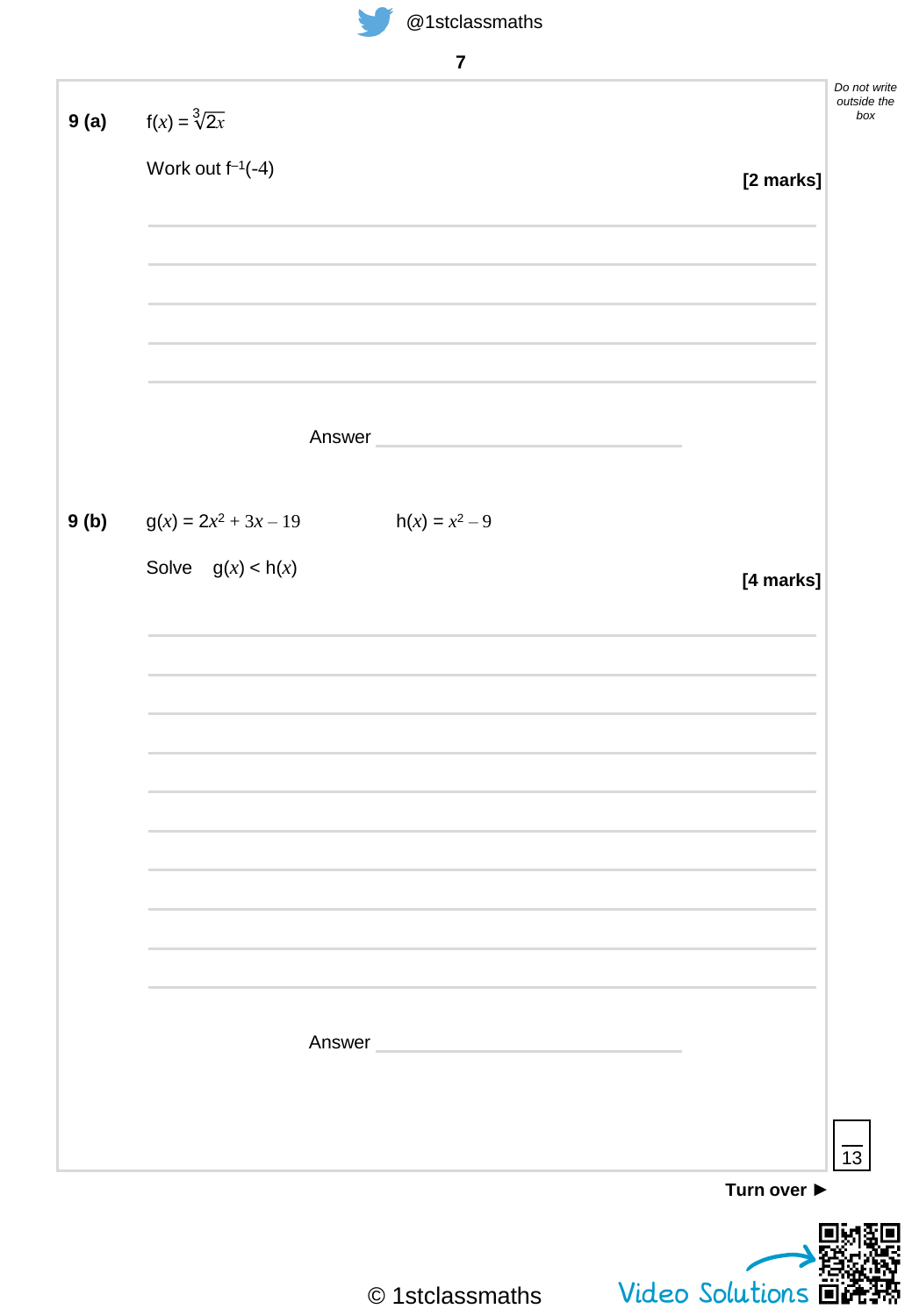**9 (a)** $f(x) = \sqrt[3]{2x}$

Work out $f^{-1}(-4)$

**[2 marks]**

Answer ______________________

**9 (b)** $g(x) = 2x^2 + 3x - 19$ $h(x) = x^2 - 9$

Solve $g(x) < h(x)$

**[4 marks]**

Answer ______________________

Turn over ►

© 1stclassmaths

Video Solutions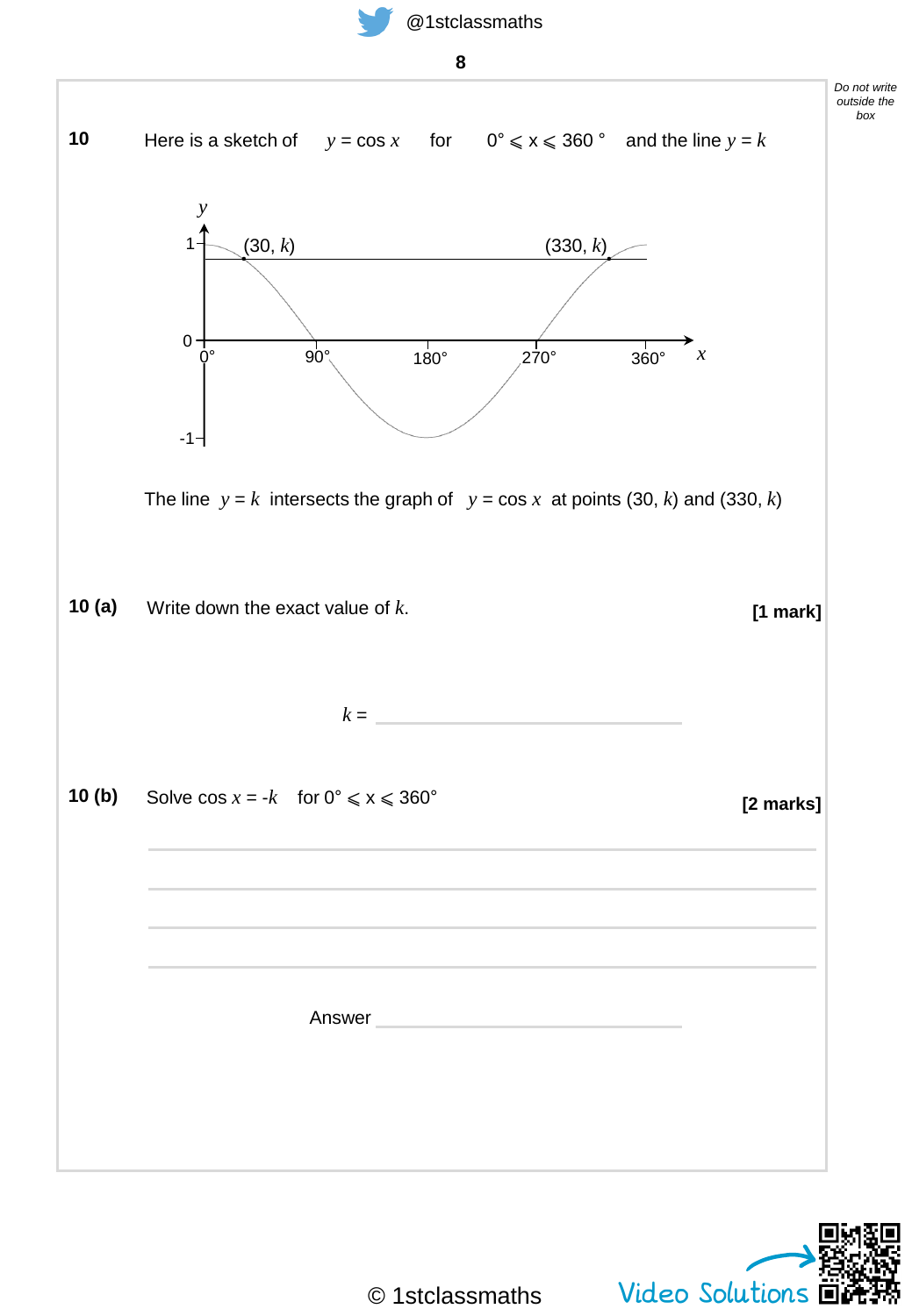**10** Here is a sketch of $y = \cos x$ for $0° \leqslant x \leqslant 360°$ and the line $y = k$

The line $y = k$ intersects the graph of $y = \cos x$ at points (30, $k$) and (330, $k$)

**10 (a)** Write down the exact value of $k$. **[1 mark]**

$k$ = ______________________

**10 (b)** Solve $\cos x = -k$ for $0° \leqslant x \leqslant 360°$ **[2 marks]**

______________________________________________

______________________________________________

______________________________________________

______________________________________________

Answer ______________________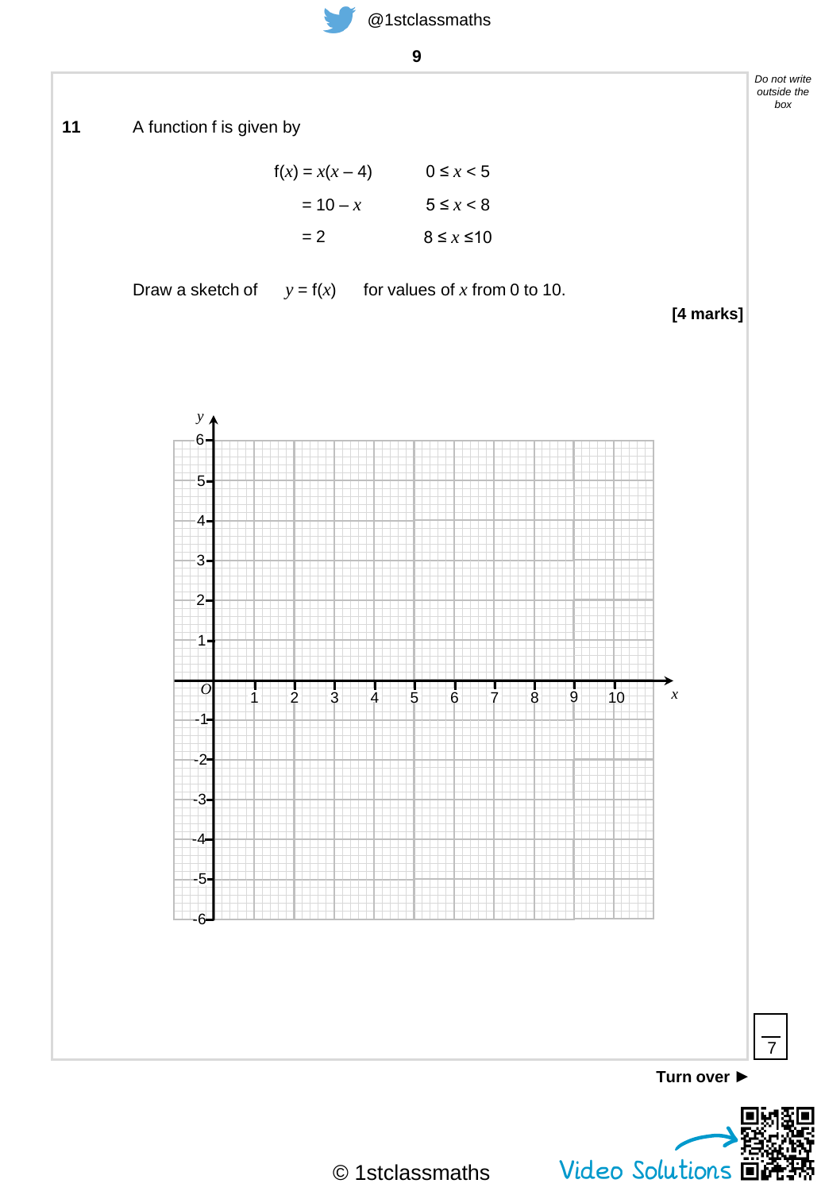**11** A function f is given by

$$f(x) = x(x - 4) \qquad 0 \le x < 5$$

$$= 10 - x \qquad 5 \le x < 8$$

$$= 2 \qquad 8 \le x \le 10$$

Draw a sketch of $y = f(x)$ for values of $x$ from 0 to 10.

**[4 marks]**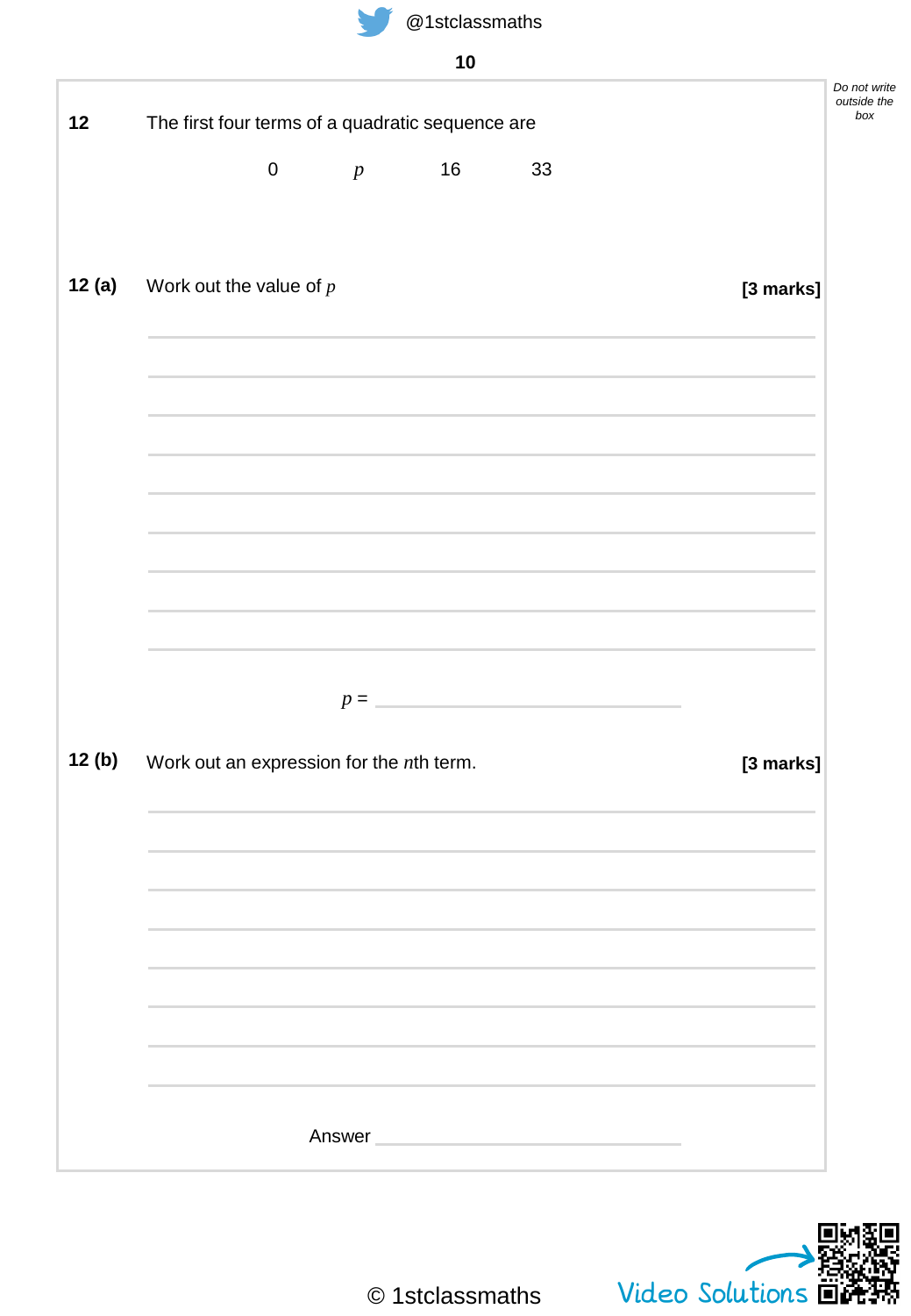**12** The first four terms of a quadratic sequence are

$$0 \qquad p \qquad 16 \qquad 33$$

**12 (a)** Work out the value of $p$ **[3 marks]**

$p =$ ______________________

**12 (b)** Work out an expression for the $n$th term. **[3 marks]**

Answer ______________________

Video Solutions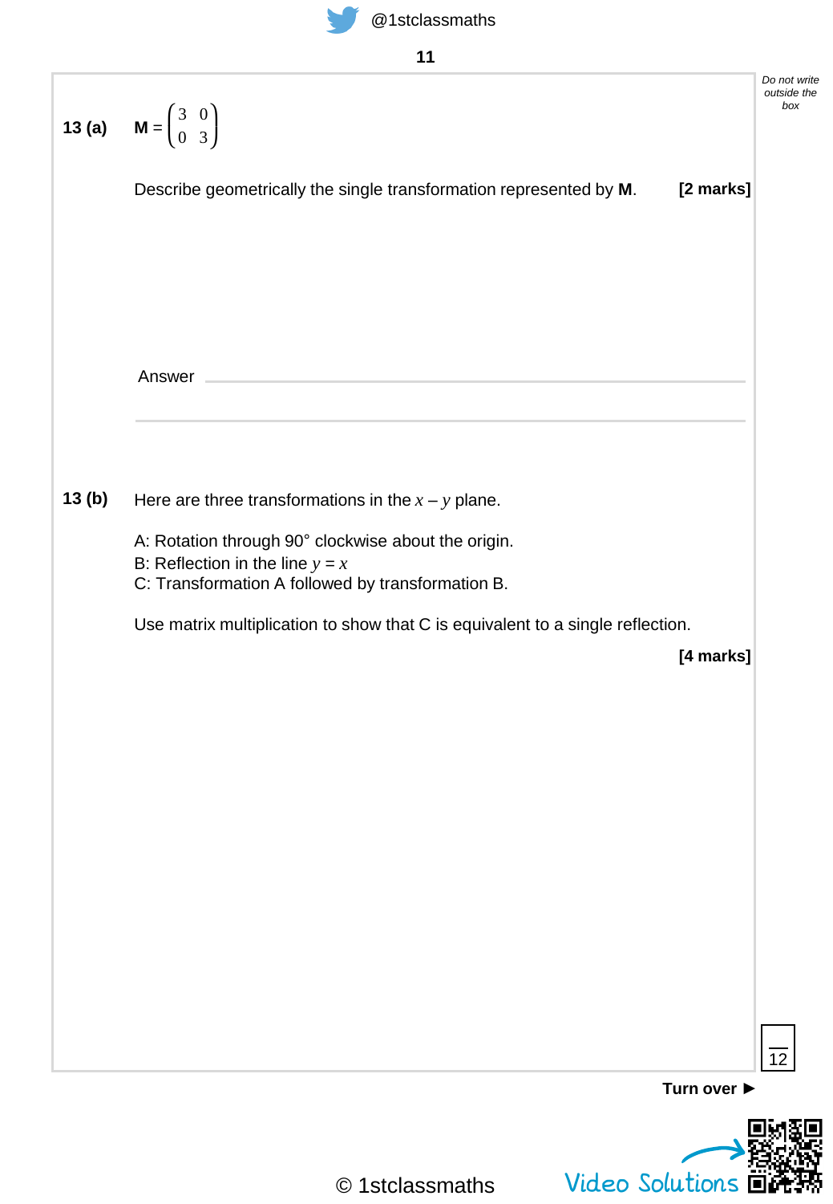**13 (a)** $\mathbf{M} = \begin{pmatrix} 3 & 0 \\ 0 & 3 \end{pmatrix}$

Describe geometrically the single transformation represented by **M**. **[2 marks]**

Answer _______________________________________________

_______________________________________________

**13 (b)** Here are three transformations in the $x - y$ plane.

A: Rotation through 90° clockwise about the origin.
B: Reflection in the line $y = x$
C: Transformation A followed by transformation B.

Use matrix multiplication to show that C is equivalent to a single reflection.

**[4 marks]**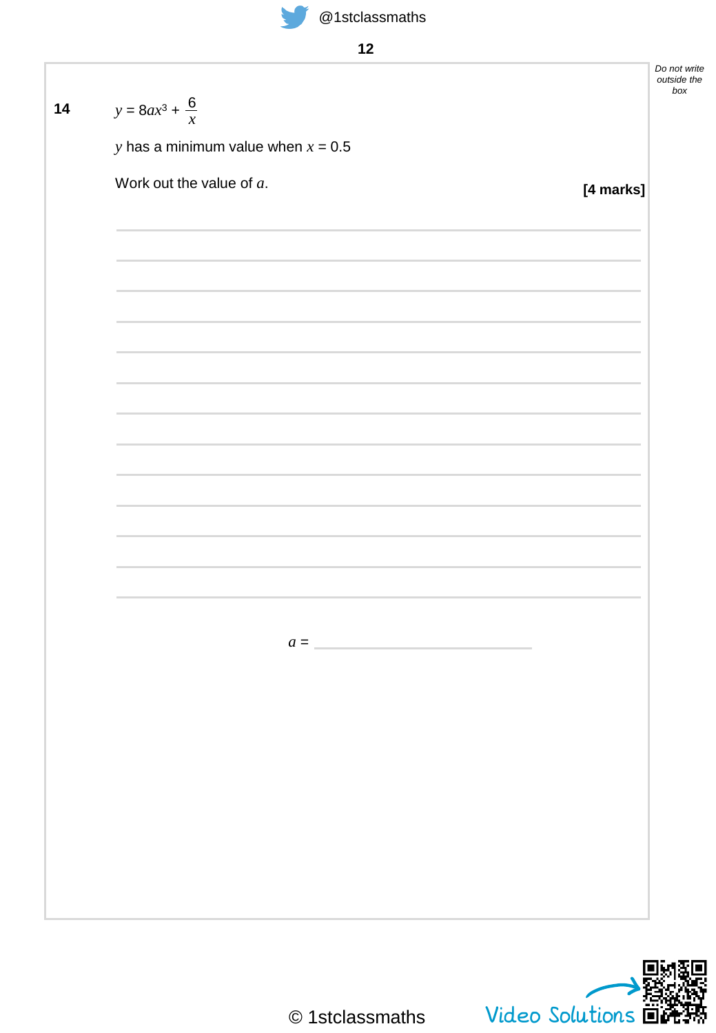**14** $y = 8ax^3 + \dfrac{6}{x}$

$y$ has a minimum value when $x = 0.5$

Work out the value of $a$.

**[4 marks]**

$a =$ \_\_\_\_\_\_\_\_\_\_\_\_\_\_\_\_\_\_\_\_\_\_

© 1stclassmaths

Video Solutions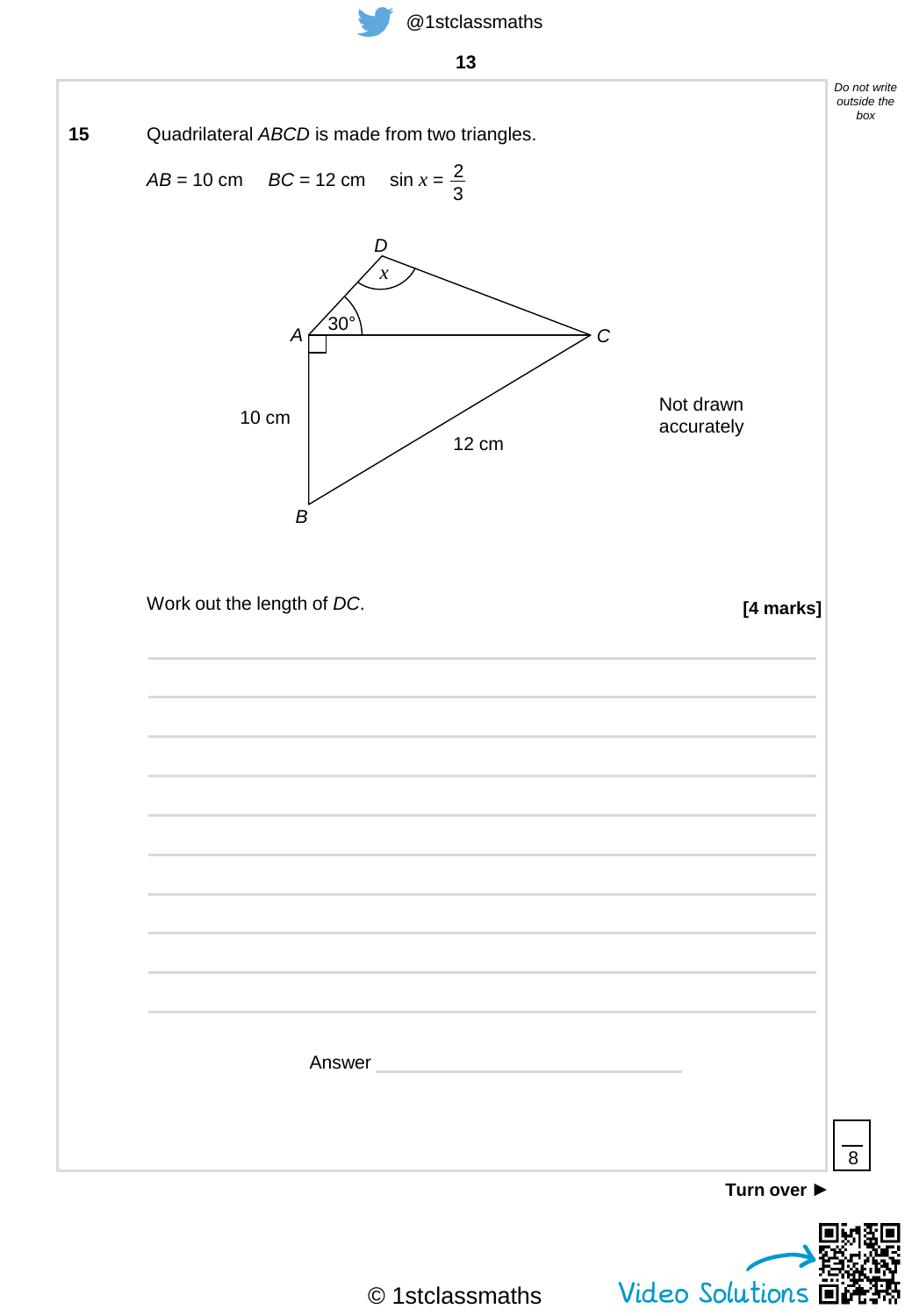**15** Quadrilateral *ABCD* is made from two triangles.

*AB* = 10 cm  *BC* = 12 cm  $\sin x = \frac{2}{3}$

D, $x$, 30°, A, C, 10 cm, 12 cm, B

Not drawn accurately

Work out the length of *DC*.

**[4 marks]**

Answer ____________________

8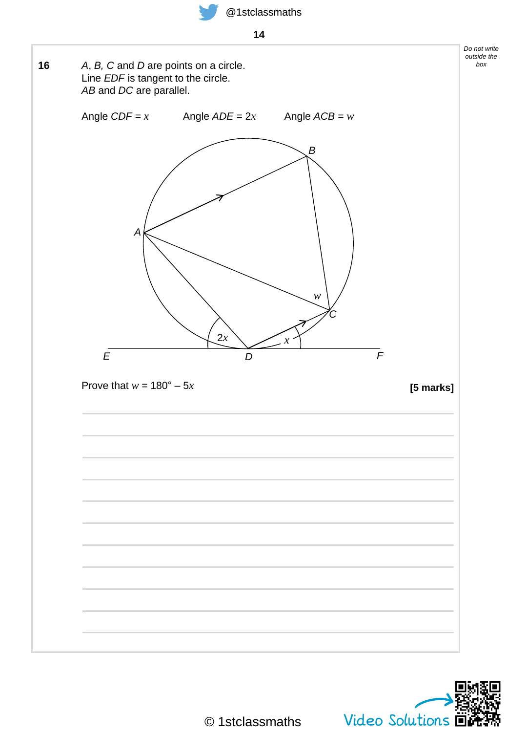**16** $A$, $B$, $C$ and $D$ are points on a circle.
Line $EDF$ is tangent to the circle.
$AB$ and $DC$ are parallel.

Angle $CDF = x$ Angle $ADE = 2x$ Angle $ACB = w$

Prove that $w = 180° - 5x$

**[5 marks]**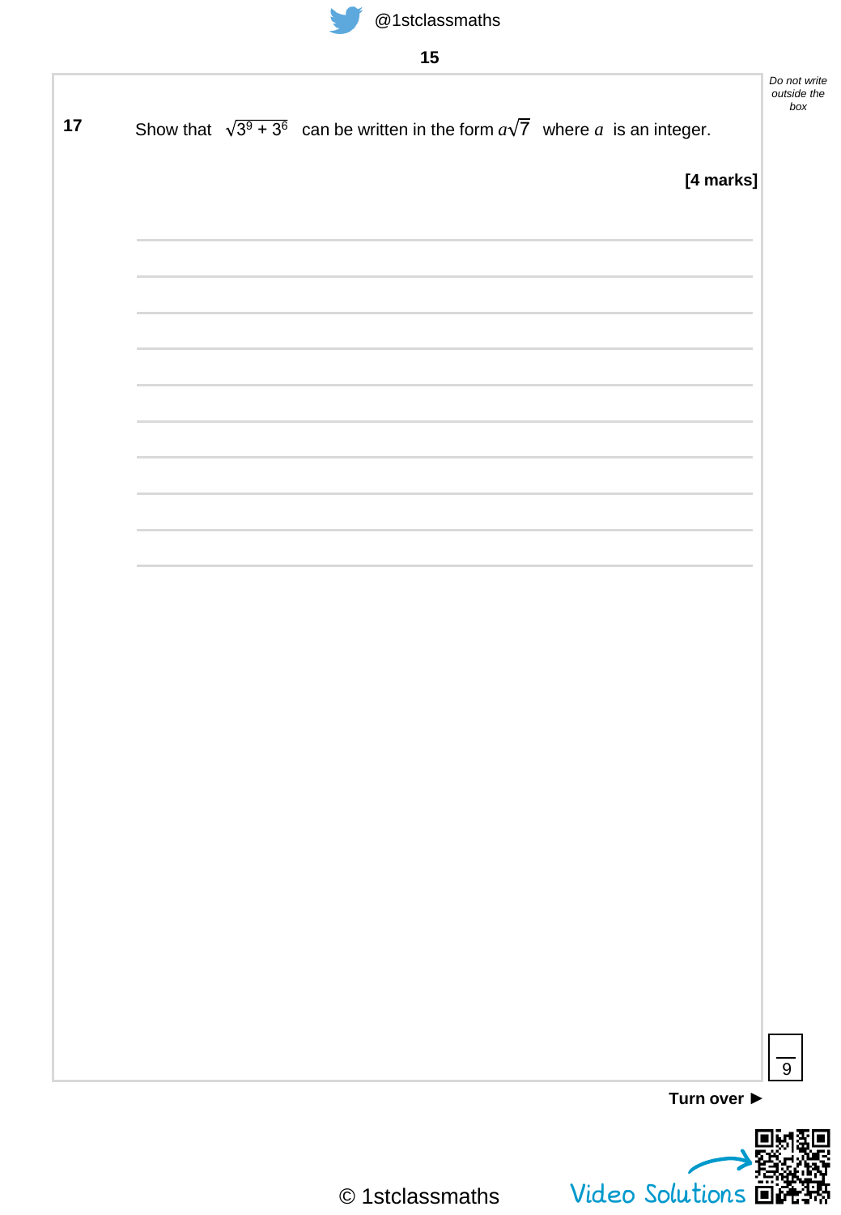**17** Show that $\sqrt{3^9 + 3^6}$ can be written in the form $a\sqrt{7}$ where $a$ is an integer.

**[4 marks]**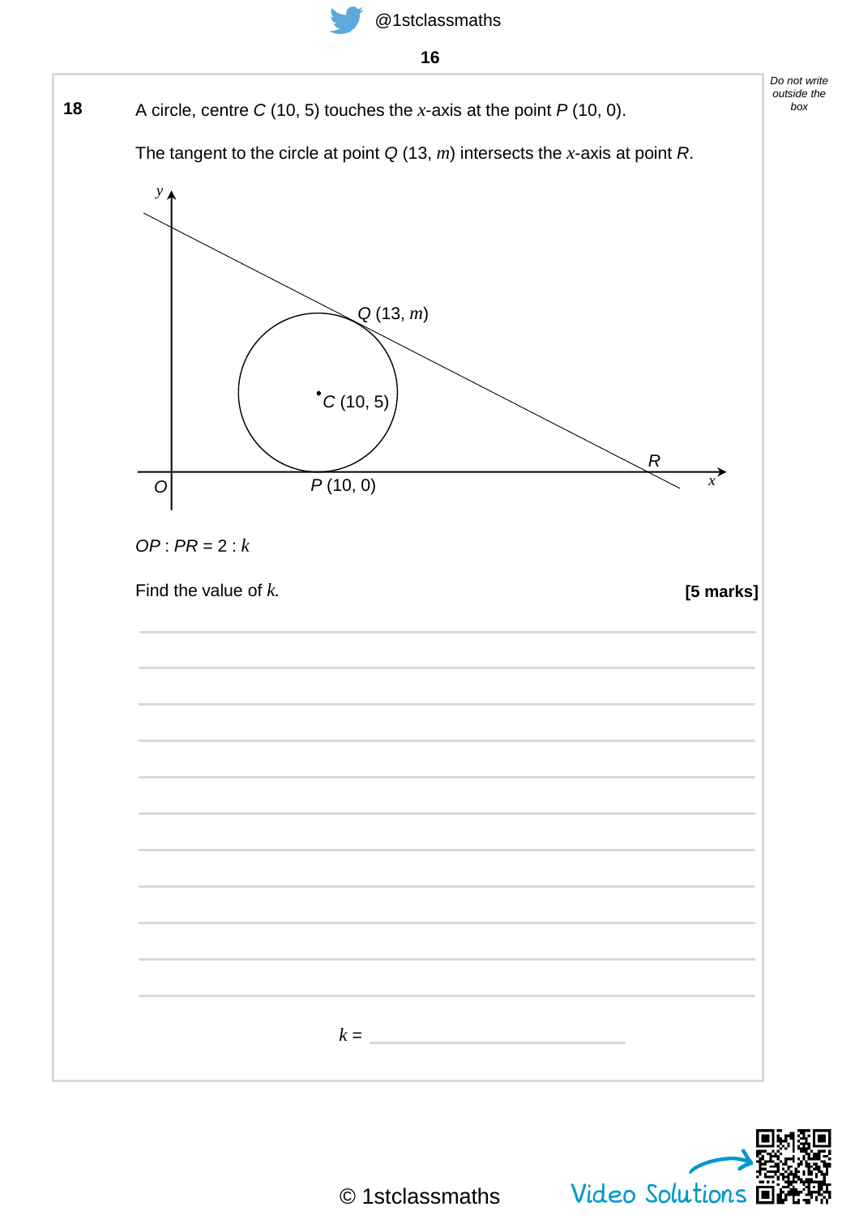**18** A circle, centre $C$ (10, 5) touches the $x$-axis at the point $P$ (10, 0).

The tangent to the circle at point $Q$ (13, $m$) intersects the $x$-axis at point $R$.

$OP : PR = 2 : k$

Find the value of $k$. **[5 marks]**

$k =$ ____________________

Video Solutions

© 1stclassmaths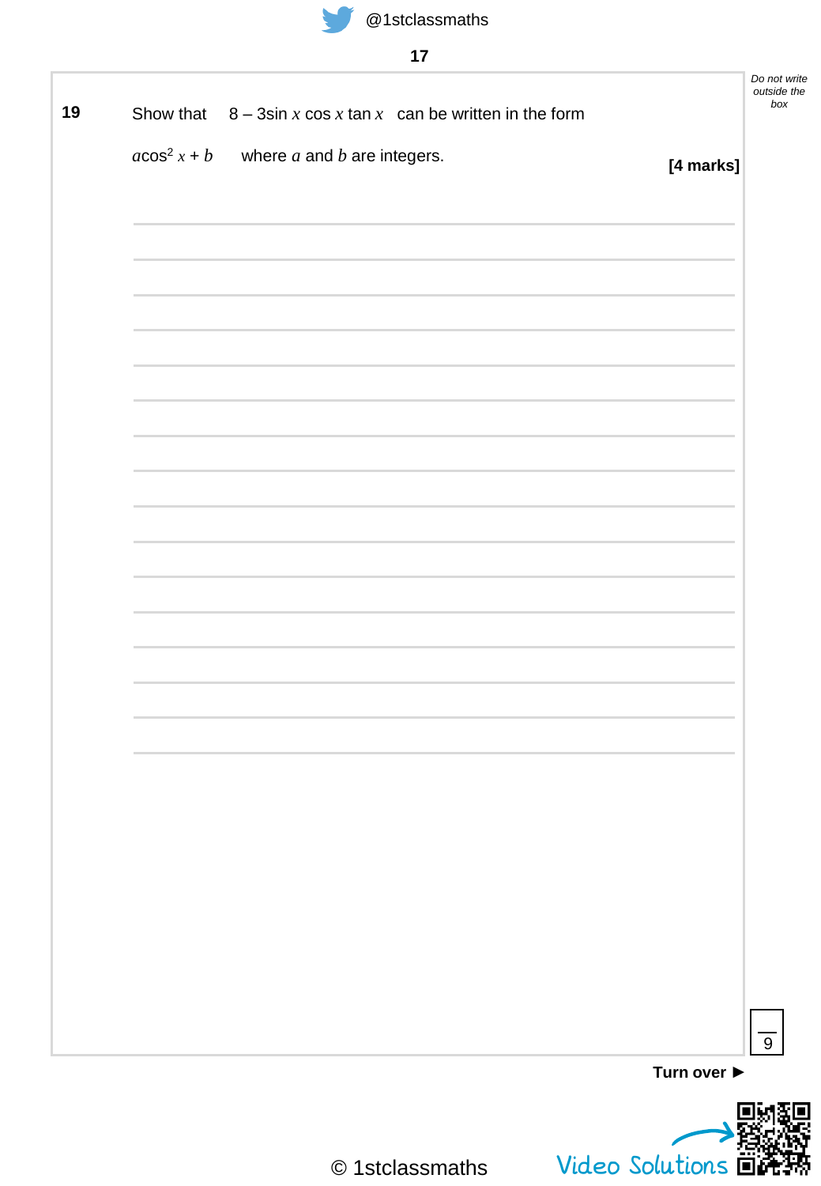**19** Show that $8 - 3\sin x \cos x \tan x$ can be written in the form

$a\cos^2 x + b$ where $a$ and $b$ are integers.

**[4 marks]**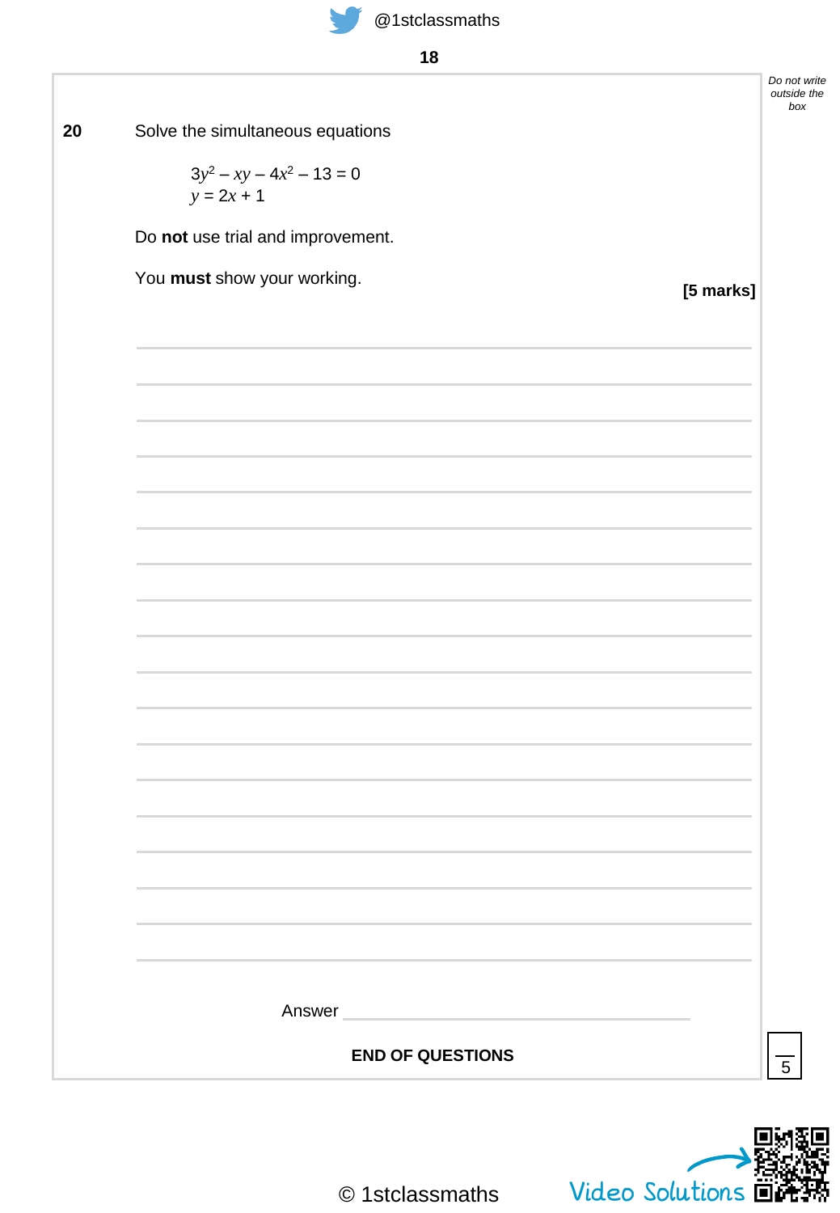**20** Solve the simultaneous equations

$$3y^2 - xy - 4x^2 - 13 = 0$$
$$y = 2x + 1$$

Do **not** use trial and improvement.

You **must** show your working.

**[5 marks]**

Answer \_\_\_\_\_\_\_\_\_\_\_\_\_\_\_\_\_\_\_\_\_\_\_\_\_\_\_\_\_\_\_\_

**END OF QUESTIONS**

© 1stclassmaths

Video Solutions